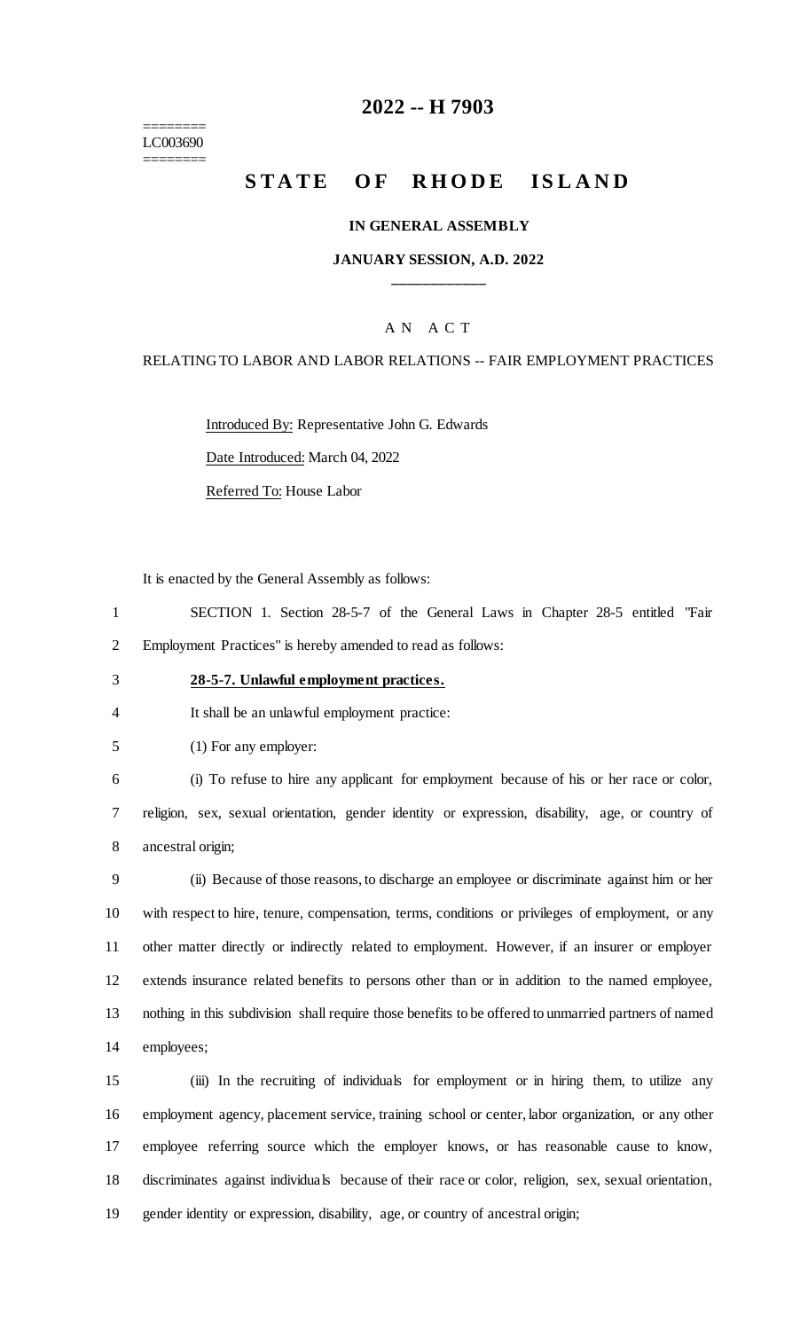========
LC003690
========

# 2022 -- H 7903

# STATE OF RHODE ISLAND

**IN GENERAL ASSEMBLY**

**JANUARY SESSION, A.D. 2022**

A N A C T

RELATING TO LABOR AND LABOR RELATIONS -- FAIR EMPLOYMENT PRACTICES

Introduced By: Representative John G. Edwards

Date Introduced: March 04, 2022

Referred To: House Labor

It is enacted by the General Assembly as follows:

SECTION 1. Section 28-5-7 of the General Laws in Chapter 28-5 entitled "Fair Employment Practices" is hereby amended to read as follows:

**28-5-7. Unlawful employment practices.**

It shall be an unlawful employment practice:

(1) For any employer:

(i) To refuse to hire any applicant for employment because of his or her race or color, religion, sex, sexual orientation, gender identity or expression, disability, age, or country of ancestral origin;

(ii) Because of those reasons, to discharge an employee or discriminate against him or her with respect to hire, tenure, compensation, terms, conditions or privileges of employment, or any other matter directly or indirectly related to employment. However, if an insurer or employer extends insurance related benefits to persons other than or in addition to the named employee, nothing in this subdivision shall require those benefits to be offered to unmarried partners of named employees;

(iii) In the recruiting of individuals for employment or in hiring them, to utilize any employment agency, placement service, training school or center, labor organization, or any other employee referring source which the employer knows, or has reasonable cause to know, discriminates against individuals because of their race or color, religion, sex, sexual orientation, gender identity or expression, disability, age, or country of ancestral origin;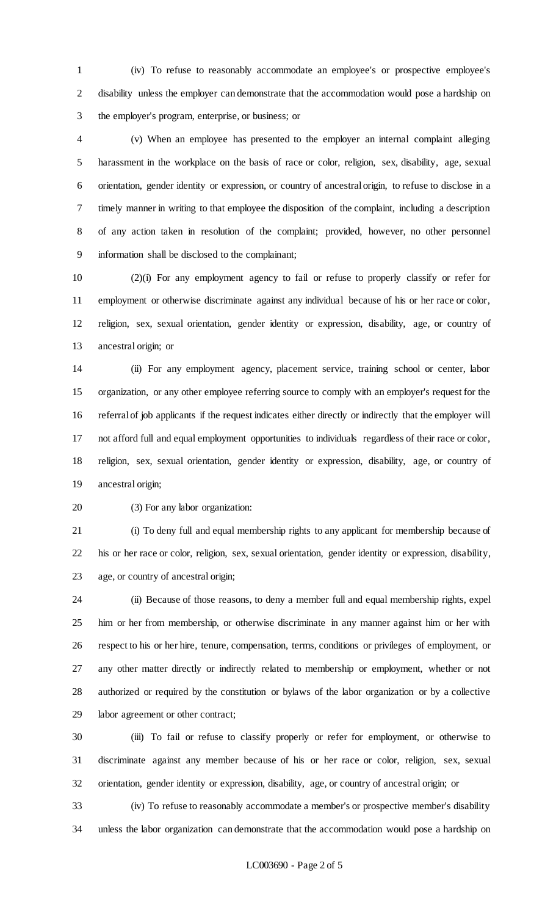(iv) To refuse to reasonably accommodate an employee's or prospective employee's disability unless the employer can demonstrate that the accommodation would pose a hardship on the employer's program, enterprise, or business; or

(v) When an employee has presented to the employer an internal complaint alleging harassment in the workplace on the basis of race or color, religion, sex, disability, age, sexual orientation, gender identity or expression, or country of ancestral origin, to refuse to disclose in a timely manner in writing to that employee the disposition of the complaint, including a description of any action taken in resolution of the complaint; provided, however, no other personnel information shall be disclosed to the complainant;

(2)(i) For any employment agency to fail or refuse to properly classify or refer for employment or otherwise discriminate against any individual because of his or her race or color, religion, sex, sexual orientation, gender identity or expression, disability, age, or country of ancestral origin; or

(ii) For any employment agency, placement service, training school or center, labor organization, or any other employee referring source to comply with an employer's request for the referral of job applicants if the request indicates either directly or indirectly that the employer will not afford full and equal employment opportunities to individuals regardless of their race or color, religion, sex, sexual orientation, gender identity or expression, disability, age, or country of ancestral origin;

(3) For any labor organization:

(i) To deny full and equal membership rights to any applicant for membership because of his or her race or color, religion, sex, sexual orientation, gender identity or expression, disability, age, or country of ancestral origin;

(ii) Because of those reasons, to deny a member full and equal membership rights, expel him or her from membership, or otherwise discriminate in any manner against him or her with respect to his or her hire, tenure, compensation, terms, conditions or privileges of employment, or any other matter directly or indirectly related to membership or employment, whether or not authorized or required by the constitution or bylaws of the labor organization or by a collective labor agreement or other contract;

(iii) To fail or refuse to classify properly or refer for employment, or otherwise to discriminate against any member because of his or her race or color, religion, sex, sexual orientation, gender identity or expression, disability, age, or country of ancestral origin; or

(iv) To refuse to reasonably accommodate a member's or prospective member's disability unless the labor organization can demonstrate that the accommodation would pose a hardship on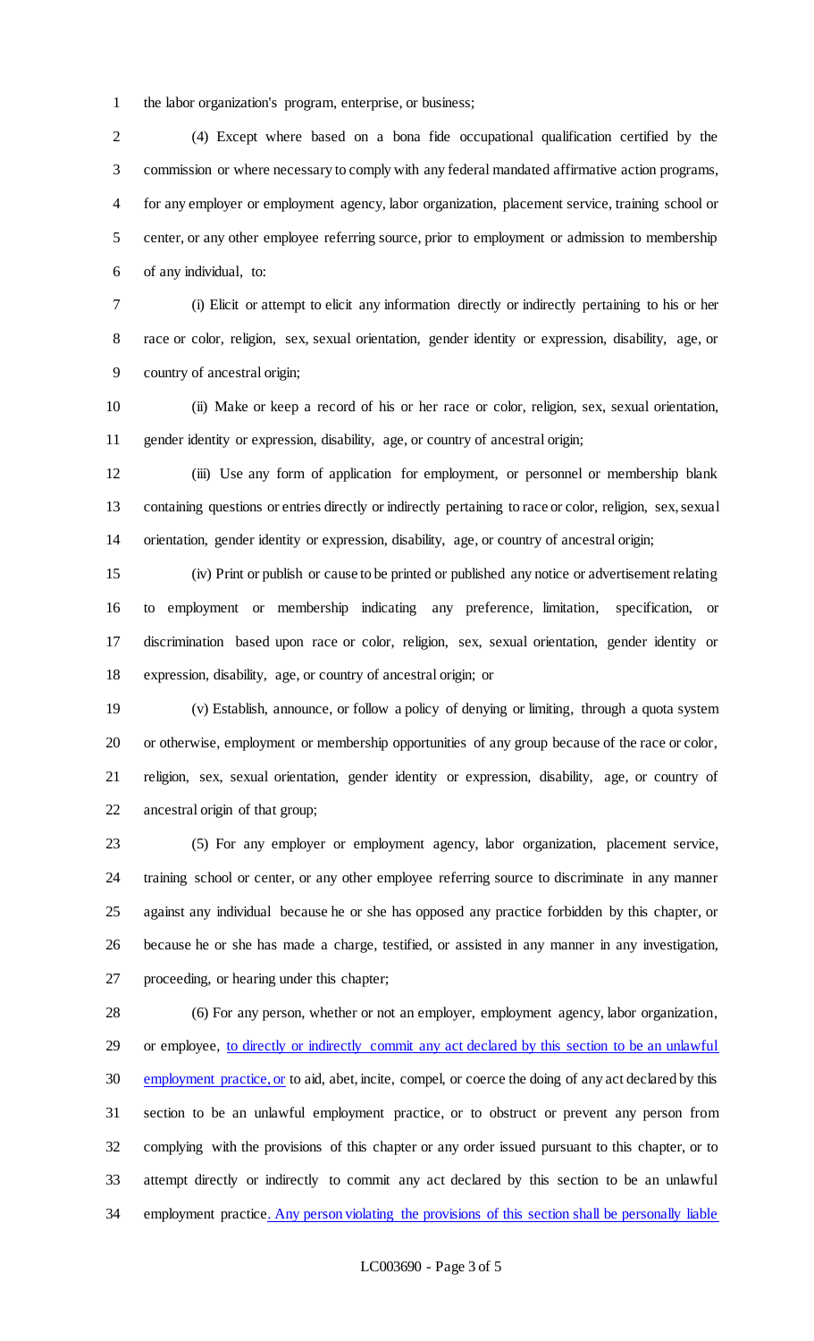the labor organization's program, enterprise, or business;

(4) Except where based on a bona fide occupational qualification certified by the commission or where necessary to comply with any federal mandated affirmative action programs, for any employer or employment agency, labor organization, placement service, training school or center, or any other employee referring source, prior to employment or admission to membership of any individual, to:

(i) Elicit or attempt to elicit any information directly or indirectly pertaining to his or her race or color, religion, sex, sexual orientation, gender identity or expression, disability, age, or country of ancestral origin;

(ii) Make or keep a record of his or her race or color, religion, sex, sexual orientation, gender identity or expression, disability, age, or country of ancestral origin;

(iii) Use any form of application for employment, or personnel or membership blank containing questions or entries directly or indirectly pertaining to race or color, religion, sex, sexual orientation, gender identity or expression, disability, age, or country of ancestral origin;

(iv) Print or publish or cause to be printed or published any notice or advertisement relating to employment or membership indicating any preference, limitation, specification, or discrimination based upon race or color, religion, sex, sexual orientation, gender identity or expression, disability, age, or country of ancestral origin; or

(v) Establish, announce, or follow a policy of denying or limiting, through a quota system or otherwise, employment or membership opportunities of any group because of the race or color, religion, sex, sexual orientation, gender identity or expression, disability, age, or country of ancestral origin of that group;

(5) For any employer or employment agency, labor organization, placement service, training school or center, or any other employee referring source to discriminate in any manner against any individual because he or she has opposed any practice forbidden by this chapter, or because he or she has made a charge, testified, or assisted in any manner in any investigation, proceeding, or hearing under this chapter;

(6) For any person, whether or not an employer, employment agency, labor organization, or employee, <u>to directly or indirectly commit any act declared by this section to be an unlawful employment practice, or</u> to aid, abet, incite, compel, or coerce the doing of any act declared by this section to be an unlawful employment practice, or to obstruct or prevent any person from complying with the provisions of this chapter or any order issued pursuant to this chapter, or to attempt directly or indirectly to commit any act declared by this section to be an unlawful employment practice<u>. Any person violating the provisions of this section shall be personally liable</u>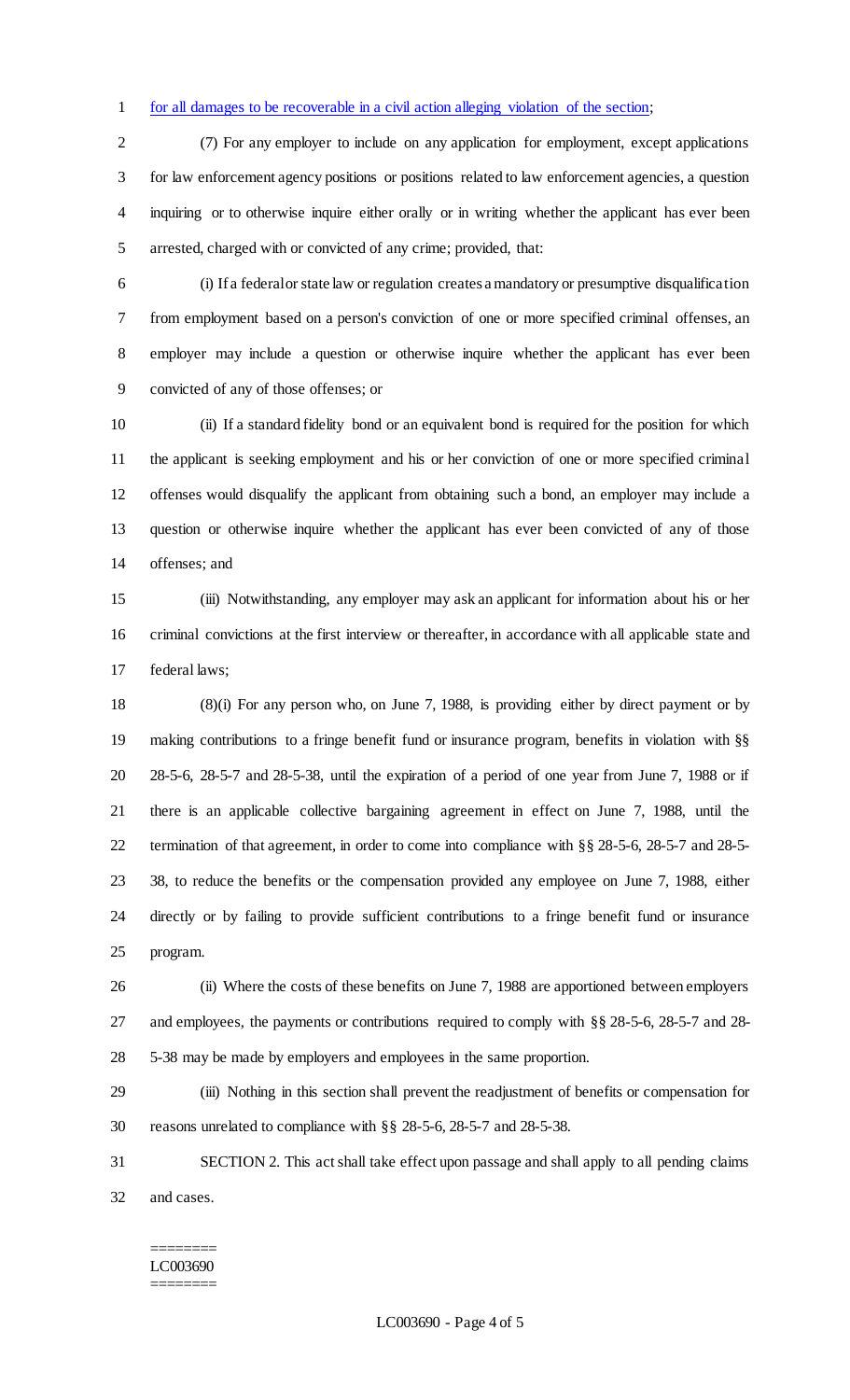for all damages to be recoverable in a civil action alleging violation of the section;

(7) For any employer to include on any application for employment, except applications for law enforcement agency positions or positions related to law enforcement agencies, a question inquiring or to otherwise inquire either orally or in writing whether the applicant has ever been arrested, charged with or convicted of any crime; provided, that:

(i) If a federal or state law or regulation creates a mandatory or presumptive disqualification from employment based on a person's conviction of one or more specified criminal offenses, an employer may include a question or otherwise inquire whether the applicant has ever been convicted of any of those offenses; or

(ii) If a standard fidelity bond or an equivalent bond is required for the position for which the applicant is seeking employment and his or her conviction of one or more specified criminal offenses would disqualify the applicant from obtaining such a bond, an employer may include a question or otherwise inquire whether the applicant has ever been convicted of any of those offenses; and

(iii) Notwithstanding, any employer may ask an applicant for information about his or her criminal convictions at the first interview or thereafter, in accordance with all applicable state and federal laws;

(8)(i) For any person who, on June 7, 1988, is providing either by direct payment or by making contributions to a fringe benefit fund or insurance program, benefits in violation with §§ 28-5-6, 28-5-7 and 28-5-38, until the expiration of a period of one year from June 7, 1988 or if there is an applicable collective bargaining agreement in effect on June 7, 1988, until the termination of that agreement, in order to come into compliance with §§ 28-5-6, 28-5-7 and 28-5-38, to reduce the benefits or the compensation provided any employee on June 7, 1988, either directly or by failing to provide sufficient contributions to a fringe benefit fund or insurance program.

(ii) Where the costs of these benefits on June 7, 1988 are apportioned between employers and employees, the payments or contributions required to comply with §§ 28-5-6, 28-5-7 and 28-5-38 may be made by employers and employees in the same proportion.

(iii) Nothing in this section shall prevent the readjustment of benefits or compensation for reasons unrelated to compliance with §§ 28-5-6, 28-5-7 and 28-5-38.

SECTION 2. This act shall take effect upon passage and shall apply to all pending claims and cases.

========
LC003690
========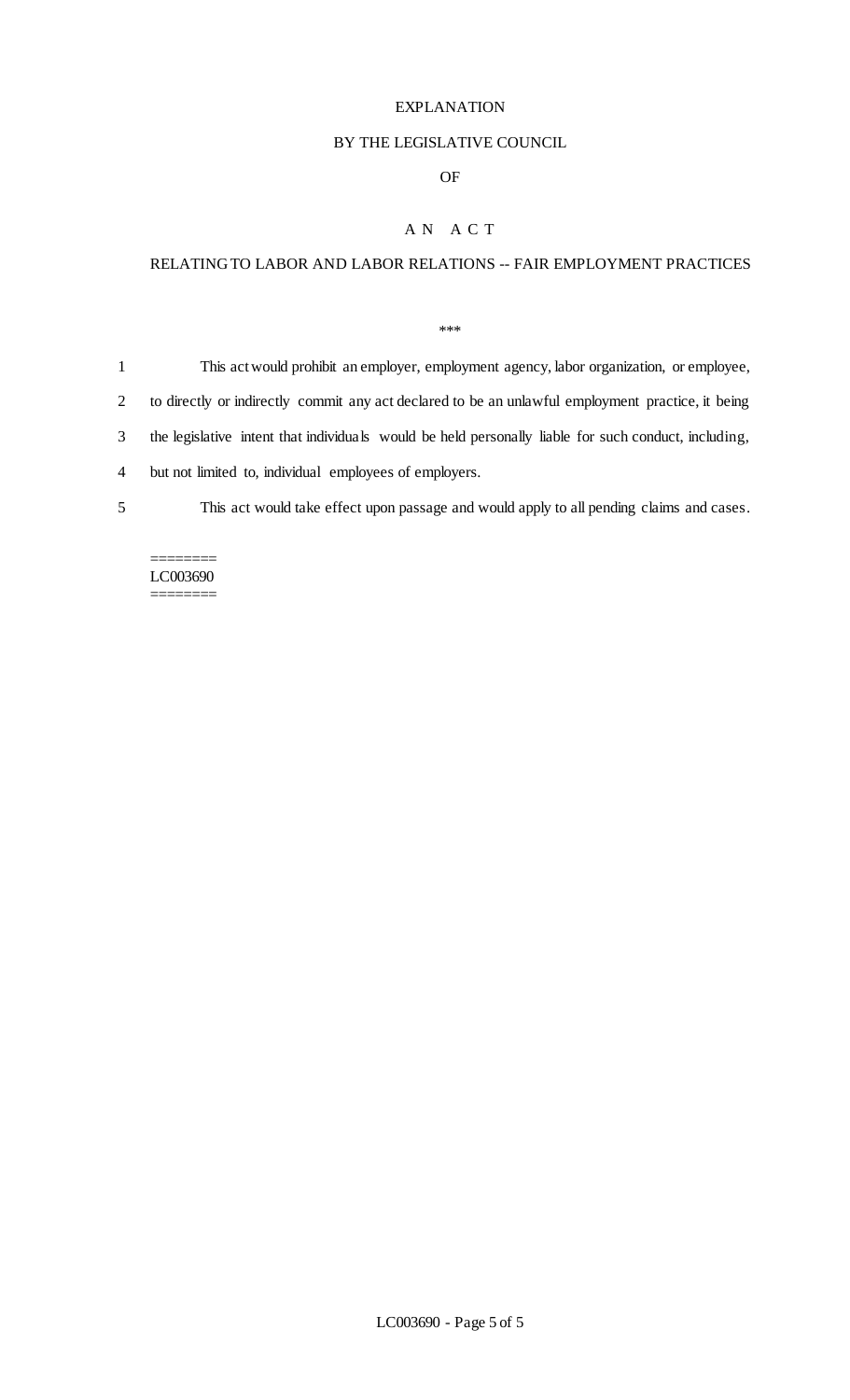EXPLANATION

BY THE LEGISLATIVE COUNCIL

OF

A N A C T

RELATING TO LABOR AND LABOR RELATIONS -- FAIR EMPLOYMENT PRACTICES

\*\*\*

This act would prohibit an employer, employment agency, labor organization, or employee, to directly or indirectly commit any act declared to be an unlawful employment practice, it being the legislative intent that individuals would be held personally liable for such conduct, including, but not limited to, individual employees of employers.

This act would take effect upon passage and would apply to all pending claims and cases.

========
LC003690
========